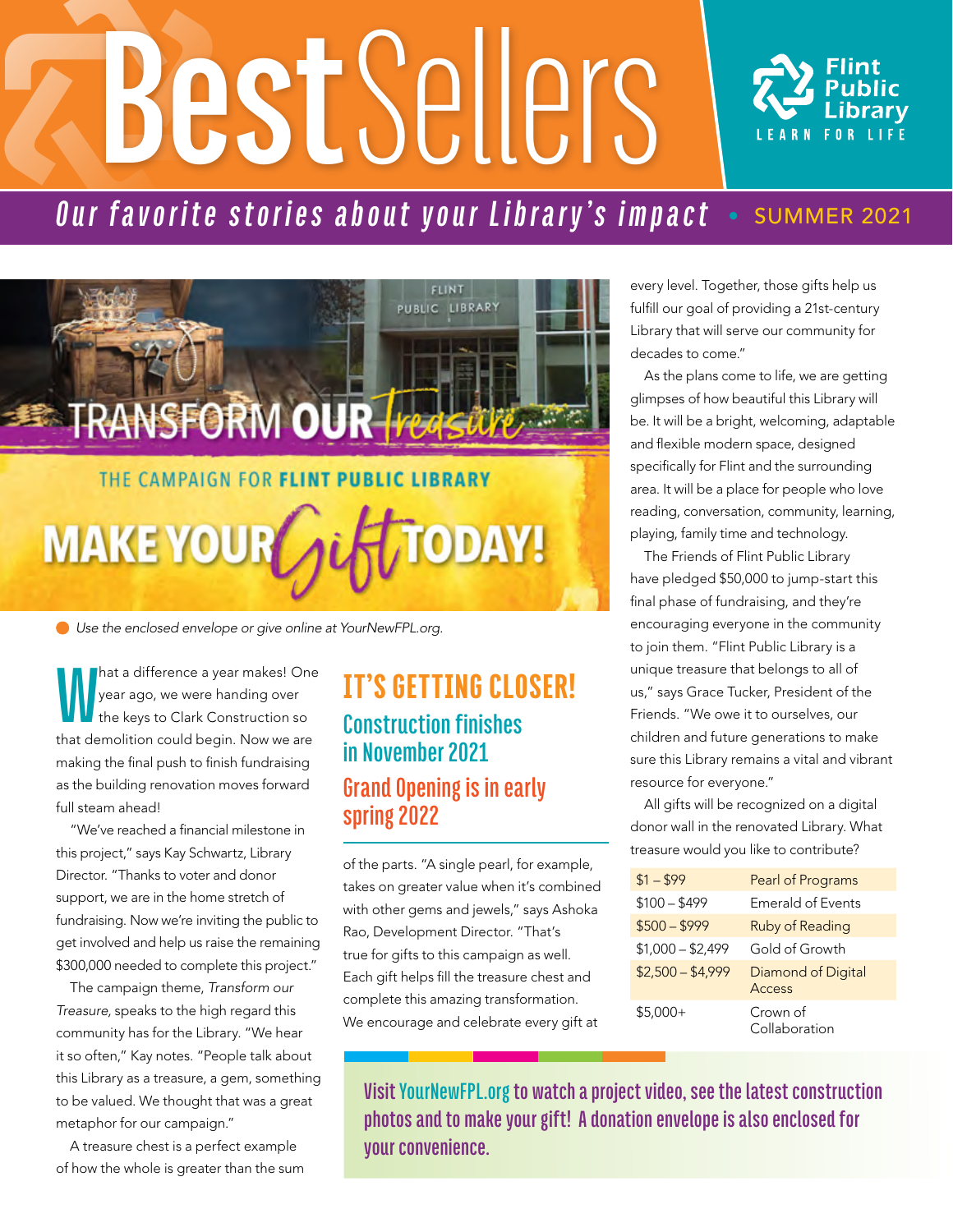# Best Sellers

**Flint Public Library** — LEARN FOR LIFE

*Our favorite stories about your Library's impact* • SUMMER 2021

TRANSFORM OUR *Treasure*

THE CAMPAIGN FOR **FLINT PUBLIC LIBRARY**

**MAKE YOUR *Gift* TODAY!**

*Use the enclosed envelope or give online at YourNewFPL.org.*

## IT'S GETTING CLOSER!

### Construction finishes in November 2021

### Grand Opening is in early spring 2022

What a difference a year makes! One year ago, we were handing over the keys to Clark Construction so that demolition could begin. Now we are making the final push to finish fundraising as the building renovation moves forward full steam ahead!

"We've reached a financial milestone in this project," says Kay Schwartz, Library Director. "Thanks to voter and donor support, we are in the home stretch of fundraising. Now we're inviting the public to get involved and help us raise the remaining $300,000 needed to complete this project."

The campaign theme, *Transform our Treasure*, speaks to the high regard this community has for the Library. "We hear it so often," Kay notes. "People talk about this Library as a treasure, a gem, something to be valued. We thought that was a great metaphor for our campaign."

A treasure chest is a perfect example of how the whole is greater than the sum of the parts. "A single pearl, for example, takes on greater value when it's combined with other gems and jewels," says Ashoka Rao, Development Director. "That's true for gifts to this campaign as well. Each gift helps fill the treasure chest and complete this amazing transformation. We encourage and celebrate every gift at every level. Together, those gifts help us fulfill our goal of providing a 21st-century Library that will serve our community for decades to come."

As the plans come to life, we are getting glimpses of how beautiful this Library will be. It will be a bright, welcoming, adaptable and flexible modern space, designed specifically for Flint and the surrounding area. It will be a place for people who love reading, conversation, community, learning, playing, family time and technology.

The Friends of Flint Public Library have pledged $50,000 to jump-start this final phase of fundraising, and they're encouraging everyone in the community to join them. "Flint Public Library is a unique treasure that belongs to all of us," says Grace Tucker, President of the Friends. "We owe it to ourselves, our children and future generations to make sure this Library remains a vital and vibrant resource for everyone."

All gifts will be recognized on a digital donor wall in the renovated Library. What treasure would you like to contribute?

| Gift | Level |
|---|---|
| $1 – $99 | Pearl of Programs |
| $100 – $499 | Emerald of Events |
| $500 – $999 | Ruby of Reading |
| $1,000 – $2,499 | Gold of Growth |
| $2,500 – $4,999 | Diamond of Digital Access |
| $5,000+ | Crown of Collaboration |

**Visit YourNewFPL.org to watch a project video, see the latest construction photos and to make your gift! A donation envelope is also enclosed for your convenience.**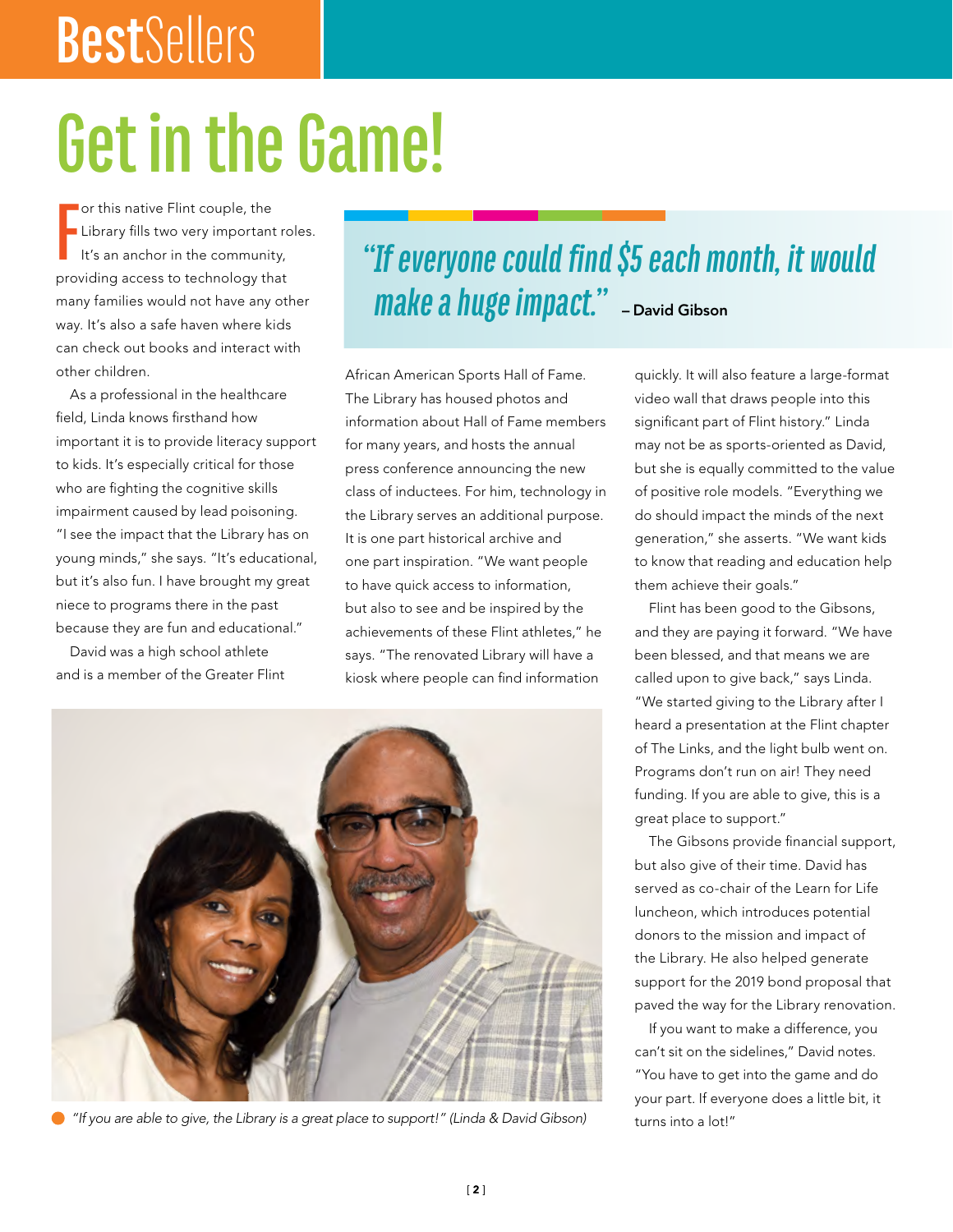# BestSellers

# Get in the Game!

For this native Flint couple, the Library fills two very important roles. It's an anchor in the community, providing access to technology that many families would not have any other way. It's also a safe haven where kids can check out books and interact with other children.

As a professional in the healthcare field, Linda knows firsthand how important it is to provide literacy support to kids. It's especially critical for those who are fighting the cognitive skills impairment caused by lead poisoning. "I see the impact that the Library has on young minds," she says. "It's educational, but it's also fun. I have brought my great niece to programs there in the past because they are fun and educational."

David was a high school athlete and is a member of the Greater Flint African American Sports Hall of Fame. The Library has housed photos and information about Hall of Fame members for many years, and hosts the annual press conference announcing the new class of inductees. For him, technology in the Library serves an additional purpose. It is one part historical archive and one part inspiration. "We want people to have quick access to information, but also to see and be inspired by the achievements of these Flint athletes," he says. "The renovated Library will have a kiosk where people can find information quickly. It will also feature a large-format video wall that draws people into this significant part of Flint history." Linda may not be as sports-oriented as David, but she is equally committed to the value of positive role models. "Everything we do should impact the minds of the next generation," she asserts. "We want kids to know that reading and education help them achieve their goals."

> *"If everyone could find $5 each month, it would make a huge impact."* – David Gibson

Flint has been good to the Gibsons, and they are paying it forward. "We have been blessed, and that means we are called upon to give back," says Linda. "We started giving to the Library after I heard a presentation at the Flint chapter of The Links, and the light bulb went on. Programs don't run on air! They need funding. If you are able to give, this is a great place to support."

The Gibsons provide financial support, but also give of their time. David has served as co-chair of the Learn for Life luncheon, which introduces potential donors to the mission and impact of the Library. He also helped generate support for the 2019 bond proposal that paved the way for the Library renovation.

If you want to make a difference, you can't sit on the sidelines," David notes. "You have to get into the game and do your part. If everyone does a little bit, it turns into a lot!"

*"If you are able to give, the Library is a great place to support!" (Linda & David Gibson)*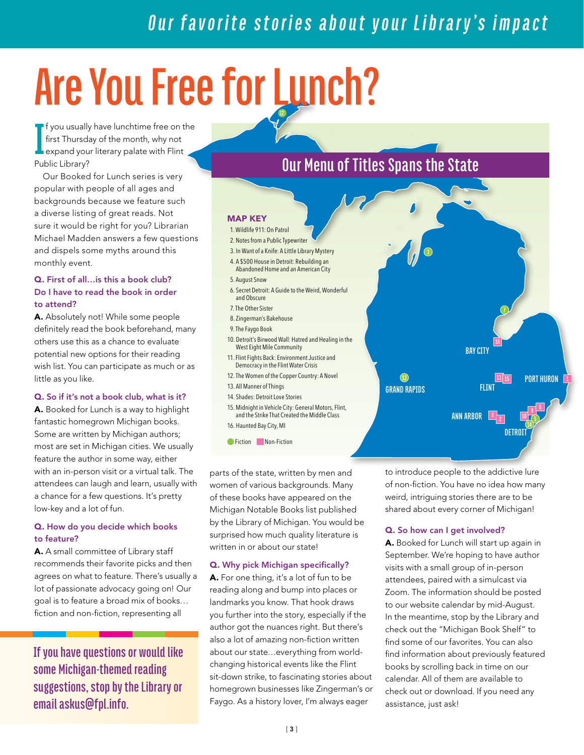# Are You Free for Lunch?

If you usually have lunchtime free on the first Thursday of the month, why not expand your literary palate with Flint Public Library?

Our Booked for Lunch series is very popular with people of all ages and backgrounds because we feature such a diverse listing of great reads. Not sure it would be right for you? Librarian Michael Madden answers a few questions and dispels some myths around this monthly event.

**Q. First of all…is this a book club? Do I have to read the book in order to attend?**

**A.** Absolutely not! While some people definitely read the book beforehand, many others use this as a chance to evaluate potential new options for their reading wish list. You can participate as much or as little as you like.

**Q. So if it's not a book club, what is it?**

**A.** Booked for Lunch is a way to highlight fantastic homegrown Michigan books. Some are written by Michigan authors; most are set in Michigan cities. We usually feature the author in some way, either with an in-person visit or a virtual talk. The attendees can laugh and learn, usually with a chance for a few questions. It's pretty low-key and a lot of fun.

**Q. How do you decide which books to feature?**

**A.** A small committee of Library staff recommends their favorite picks and then agrees on what to feature. There's usually a lot of passionate advocacy going on! Our goal is to feature a broad mix of books…fiction and non-fiction, representing all parts of the state, written by men and women of various backgrounds. Many of these books have appeared on the Michigan Notable Books list published by the Library of Michigan. You would be surprised how much quality literature is written in or about our state!

**Q. Why pick Michigan specifically?**

**A.** For one thing, it's a lot of fun to be reading along and bump into places or landmarks you know. That hook draws you further into the story, especially if the author got the nuances right. But there's also a lot of amazing non-fiction written about our state…everything from world-changing historical events like the Flint sit-down strike, to fascinating stories about homegrown businesses like Zingerman's or Faygo. As a history lover, I'm always eager to introduce people to the addictive lure of non-fiction. You have no idea how many weird, intriguing stories there are to be shared about every corner of Michigan!

**Q. So how can I get involved?**

**A.** Booked for Lunch will start up again in September. We're hoping to have author visits with a small group of in-person attendees, paired with a simulcast via Zoom. The information should be posted to our website calendar by mid-August. In the meantime, stop by the Library and check out the "Michigan Book Shelf" to find some of our favorites. You can also find information about previously featured books by scrolling back in time on our calendar. All of them are available to check out or download. If you need any assistance, just ask!

## Our Menu of Titles Spans the State

**MAP KEY**

1. Wildlife 911: On Patrol
2. Notes from a Public Typewriter
3. In Want of a Knife: A Little Library Mystery
4. A $500 House in Detroit: Rebuilding an Abandoned Home and an American City
5. August Snow
6. Secret Detroit: A Guide to the Weird, Wonderful and Obscure
7. The Other Sister
8. Zingerman's Bakehouse
9. The Faygo Book
10. Detroit's Birwood Wall: Hatred and Healing in the West Eight Mile Community
11. Flint Fights Back: Environment Justice and Democracy in the Flint Water Crisis
12. The Women of the Copper Country: A Novel
13. All Manner of Things
14. Shades: Detroit Love Stories
15. Midnight in Vehicle City: General Motors, Flint, and the Strike That Created the Middle Class
16. Haunted Bay City, MI

Fiction | Non-Fiction

Map locations: Bay City (16), Port Huron (1), Flint (11, 15), Grand Rapids (13), Ann Arbor (8, 2), Detroit (10, 9, 6, 5, 14), Upper Peninsula (12), northern Lower Peninsula (3, 7)

If you have questions or would like some Michigan-themed reading suggestions, stop by the Library or email askus@fpl.info.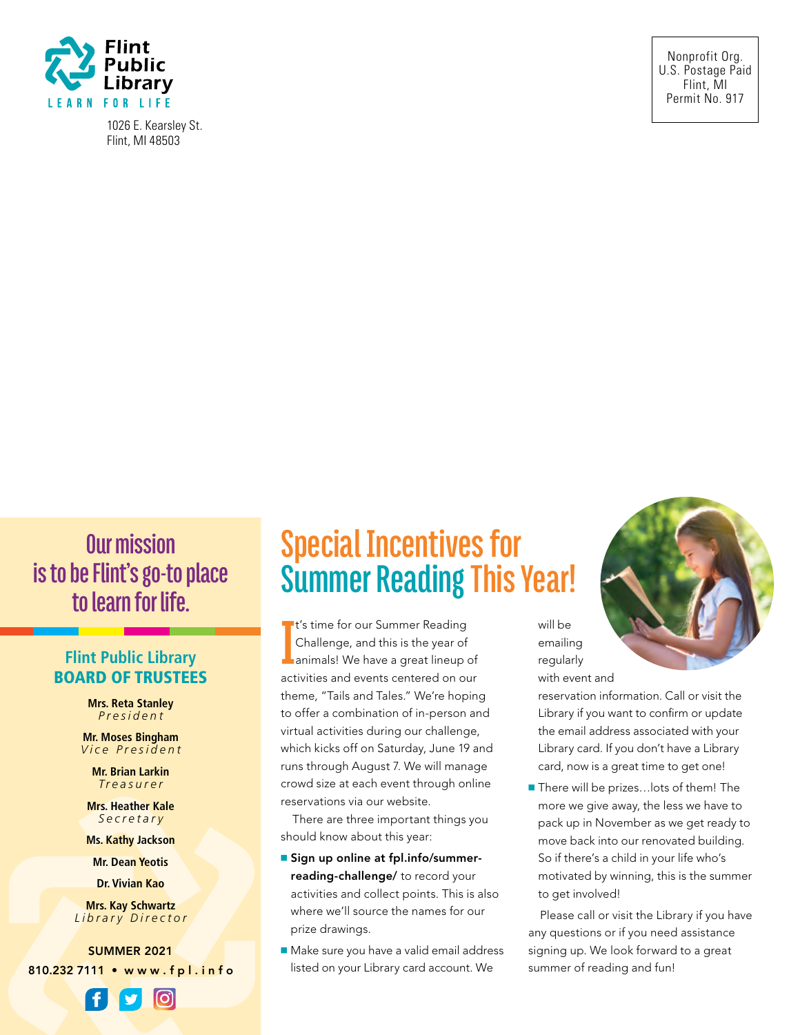Flint Public Library
LEARN FOR LIFE

1026 E. Kearsley St.
Flint, MI 48503

Nonprofit Org.
U.S. Postage Paid
Flint, MI
Permit No. 917

## Our mission is to be Flint's go-to place to learn for life.

### Flint Public Library BOARD OF TRUSTEES

**Mrs. Reta Stanley**
*President*

**Mr. Moses Bingham**
*Vice President*

**Mr. Brian Larkin**
*Treasurer*

**Mrs. Heather Kale**
*Secretary*

**Ms. Kathy Jackson**

**Mr. Dean Yeotis**

**Dr. Vivian Kao**

**Mrs. Kay Schwartz**
*Library Director*

**SUMMER 2021**

**810.232 7111 • www.fpl.info**

# Special Incentives for Summer Reading This Year!

It's time for our Summer Reading Challenge, and this is the year of animals! We have a great lineup of activities and events centered on our theme, "Tails and Tales." We're hoping to offer a combination of in-person and virtual activities during our challenge, which kicks off on Saturday, June 19 and runs through August 7. We will manage crowd size at each event through online reservations via our website.

There are three important things you should know about this year:

- **Sign up online at fpl.info/summer-reading-challenge/** to record your activities and collect points. This is also where we'll source the names for our prize drawings.
- Make sure you have a valid email address listed on your Library card account. We will be emailing regularly with event and reservation information. Call or visit the Library if you want to confirm or update the email address associated with your Library card. If you don't have a Library card, now is a great time to get one!
- There will be prizes…lots of them! The more we give away, the less we have to pack up in November as we get ready to move back into our renovated building. So if there's a child in your life who's motivated by winning, this is the summer to get involved!

Please call or visit the Library if you have any questions or if you need assistance signing up. We look forward to a great summer of reading and fun!